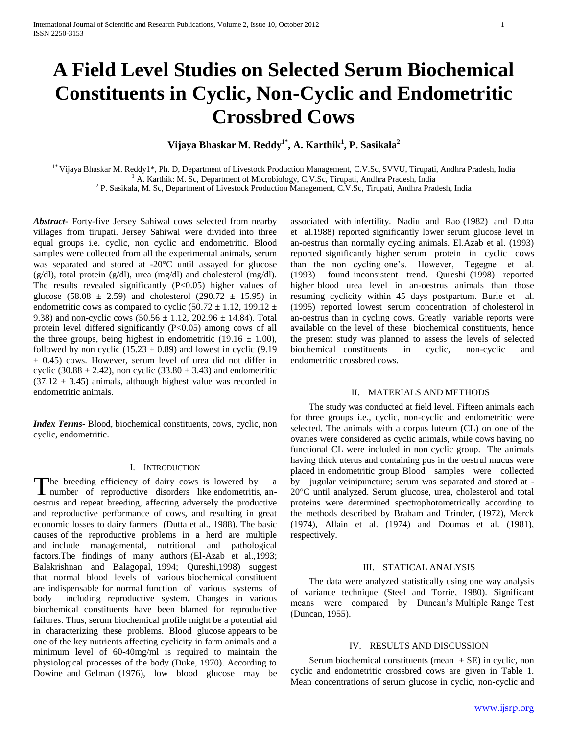# A Field Level Studies on Selected Serum Biochemical Constituents in Cyclic, Non-Cyclic and Endometritic Crossbred Cows

**Vijaya Bhaskar M. Reddy[1*], A. Karthik[1], P. Sasikala[2]**

[1*] Vijaya Bhaskar M. Reddy1*, Ph. D, Department of Livestock Production Management, C.V.Sc, SVVU, Tirupati, Andhra Pradesh, India
[1] A. Karthik: M. Sc, Department of Microbiology, C.V.Sc, Tirupati, Andhra Pradesh, India
[2] P. Sasikala, M. Sc, Department of Livestock Production Management, C.V.Sc, Tirupati, Andhra Pradesh, India

***Abstract***- Forty-five Jersey Sahiwal cows selected from nearby villages from tirupati. Jersey Sahiwal were divided into three equal groups i.e. cyclic, non cyclic and endometritic. Blood samples were collected from all the experimental animals, serum was separated and stored at -20°C until assayed for glucose (g/dl), total protein (g/dl), urea (mg/dl) and cholesterol (mg/dl). The results revealed significantly ($P<0.05$) higher values of glucose ($58.08 \pm 2.59$) and cholesterol ($290.72 \pm 15.95$) in endometritic cows as compared to cyclic ($50.72 \pm 1.12$, $199.12 \pm 9.38$) and non-cyclic cows ($50.56 \pm 1.12$, $202.96 \pm 14.84$). Total protein level differed significantly ($P<0.05$) among cows of all the three groups, being highest in endometritic ($19.16 \pm 1.00$), followed by non cyclic ($15.23 \pm 0.89$) and lowest in cyclic ($9.19 \pm 0.45$) cows. However, serum level of urea did not differ in cyclic ($30.88 \pm 2.42$), non cyclic ($33.80 \pm 3.43$) and endometritic ($37.12 \pm 3.45$) animals, although highest value was recorded in endometritic animals.

***Index Terms***- Blood, biochemical constituents, cows, cyclic, non cyclic, endometritic.

## I. Introduction

The breeding efficiency of dairy cows is lowered by a number of reproductive disorders like endometritis, an-oestrus and repeat breeding, affecting adversely the productive and reproductive performance of cows, and resulting in great economic losses to dairy farmers (Dutta et al., 1988). The basic causes of the reproductive problems in a herd are multiple and include managemental, nutritional and pathological factors.The findings of many authors (El-Azab et al.,1993; Balakrishnan and Balagopal, 1994; Qureshi,1998) suggest that normal blood levels of various biochemical constituent are indispensable for normal function of various systems of body including reproductive system. Changes in various biochemical constituents have been blamed for reproductive failures. Thus, serum biochemical profile might be a potential aid in characterizing these problems. Blood glucose appears to be one of the key nutrients affecting cyclicity in farm animals and a minimum level of 60-40mg/ml is required to maintain the physiological processes of the body (Duke, 1970). According to Dowine and Gelman (1976), low blood glucose may be associated with infertility. Nadiu and Rao (1982) and Dutta et al.1988) reported significantly lower serum glucose level in an-oestrus than normally cycling animals. El.Azab et al. (1993) reported significantly higher serum protein in cyclic cows than the non cycling one's. However, Tegegne et al. (1993) found inconsistent trend. Qureshi (1998) reported higher blood urea level in an-oestrus animals than those resuming cyclicity within 45 days postpartum. Burle et al. (1995) reported lowest serum concentration of cholesterol in an-oestrus than in cycling cows. Greatly variable reports were available on the level of these biochemical constituents, hence the present study was planned to assess the levels of selected biochemical constituents in cyclic, non-cyclic and endometritic crossbred cows.

## II. Materials and Methods

The study was conducted at field level. Fifteen animals each for three groups i.e., cyclic, non-cyclic and endometritic were selected. The animals with a corpus luteum (CL) on one of the ovaries were considered as cyclic animals, while cows having no functional CL were included in non cyclic group. The animals having thick uterus and containing pus in the oestrul mucus were placed in endometritic group Blood samples were collected by jugular veinipuncture; serum was separated and stored at -20°C until analyzed. Serum glucose, urea, cholesterol and total proteins were determined spectrophotometrically according to the methods described by Braham and Trinder, (1972), Merck (1974), Allain et al. (1974) and Doumas et al. (1981), respectively.

## III. Statical Analysis

The data were analyzed statistically using one way analysis of variance technique (Steel and Torrie, 1980). Significant means were compared by Duncan's Multiple Range Test (Duncan, 1955).

## IV. Results and Discussion

Serum biochemical constituents (mean $\pm$ SE) in cyclic, non cyclic and endometritic crossbred cows are given in Table 1. Mean concentrations of serum glucose in cyclic, non-cyclic and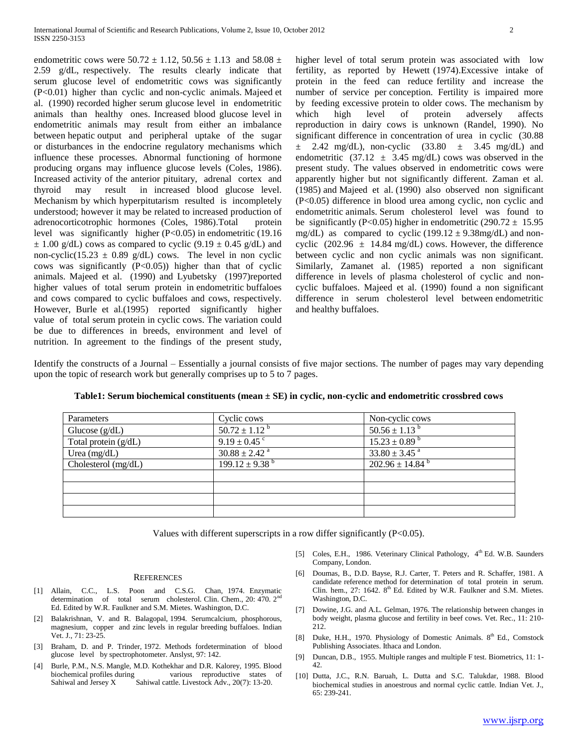endometritic cows were 50.72 ± 1.12, 50.56 ± 1.13 and 58.08 ± 2.59 g/dL, respectively. The results clearly indicate that serum glucose level of endometritic cows was significantly ($P<0.01$) higher than cyclic and non-cyclic animals. Majeed et al. (1990) recorded higher serum glucose level in endometritic animals than healthy ones. Increased blood glucose level in endometritic animals may result from either an imbalance between hepatic output and peripheral uptake of the sugar or disturbances in the endocrine regulatory mechanisms which influence these processes. Abnormal functioning of hormone producing organs may influence glucose levels (Coles, 1986). Increased activity of the anterior pituitary, adrenal cortex and thyroid may result in increased blood glucose level. Mechanism by which hyperpitutarism resulted is incompletely understood; however it may be related to increased production of adrenocorticotrophic hormones (Coles, 1986).Total protein level was significantly higher ($P<0.05$) in endometritic (19.16 ± 1.00 g/dL) cows as compared to cyclic (9.19 ± 0.45 g/dL) and non-cyclic(15.23 ± 0.89 g/dL) cows. The level in non cyclic cows was significantly ($P<0.05$)) higher than that of cyclic animals. Majeed et al. (1990) and Lyubetsky (1997)reported higher values of total serum protein in endometritic buffaloes and cows compared to cyclic buffaloes and cows, respectively. However, Burle et al.(1995) reported significantly higher value of total serum protein in cyclic cows. The variation could be due to differences in breeds, environment and level of nutrition. In agreement to the findings of the present study, higher level of total serum protein was associated with low fertility, as reported by Hewett (1974).Excessive intake of protein in the feed can reduce fertility and increase the number of service per conception. Fertility is impaired more by feeding excessive protein to older cows. The mechanism by which high level of protein adversely affects reproduction in dairy cows is unknown (Randel, 1990). No significant difference in concentration of urea in cyclic (30.88 ± 2.42 mg/dL), non-cyclic (33.80 ± 3.45 mg/dL) and endometritic (37.12 ± 3.45 mg/dL) cows was observed in the present study. The values observed in endometritic cows were apparently higher but not significantly different. Zaman et al. (1985) and Majeed et al. (1990) also observed non significant ($P<0.05$) difference in blood urea among cyclic, non cyclic and endometritic animals. Serum cholesterol level was found to be significantly ($P<0.05$) higher in endometritic (290.72 ± 15.95 mg/dL) as compared to cyclic (199.12 ± 9.38mg/dL) and non-cyclic (202.96 ± 14.84 mg/dL) cows. However, the difference between cyclic and non cyclic animals was non significant. Similarly, Zamanet al. (1985) reported a non significant difference in levels of plasma cholesterol of cyclic and non-cyclic buffaloes. Majeed et al. (1990) found a non significant difference in serum cholesterol level between endometritic and healthy buffaloes.

Identify the constructs of a Journal – Essentially a journal consists of five major sections. The number of pages may vary depending upon the topic of research work but generally comprises up to 5 to 7 pages.

**Table1: Serum biochemical constituents (mean ± SE) in cyclic, non-cyclic and endometritic crossbred cows**

| Parameters | Cyclic cows | Non-cyclic cows |
|---|---|---|
| Glucose (g/dL) | $50.72 \pm 1.12^{b}$ | $50.56 \pm 1.13^{b}$ |
| Total protein (g/dL) | $9.19 \pm 0.45^{c}$ | $15.23 \pm 0.89^{b}$ |
| Urea (mg/dL) | $30.88 \pm 2.42^{a}$ | $33.80 \pm 3.45^{a}$ |
| Cholesterol (mg/dL) | $199.12 \pm 9.38^{b}$ | $202.96 \pm 14.84^{b}$ |
| | | |
| | | |
| | | |
| | | |

Values with different superscripts in a row differ significantly ($P<0.05$).

## REFERENCES

[1] Allain, C.C., L.S. Poon and C.S.G. Chan, 1974. Enzymatic determination of total serum cholesterol. Clin. Chem., 20: 470. 2nd Ed. Edited by W.R. Faulkner and S.M. Mietes. Washington, D.C.

[2] Balakrishnan, V. and R. Balagopal, 1994. Serumcalcium, phosphorous, magnesium, copper and zinc levels in regular breeding buffaloes. Indian Vet. J., 71: 23-25.

[3] Braham, D. and P. Trinder, 1972. Methods fordetermination of blood glucose level by spectrophotometer. Anslyst, 97: 142.

[4] Burle, P.M., N.S. Mangle, M.D. Kothekhar and D.R. Kalorey, 1995. Blood biochemical profiles during various reproductive states of Sahiwal and Jersey X Sahiwal cattle. Livestock Adv., 20(7): 13-20.

[5] Coles, E.H., 1986. Veterinary Clinical Pathology, 4th Ed. W.B. Saunders Company, London.

[6] Doumas, B., D.D. Bayse, R.J. Carter, T. Peters and R. Schaffer, 1981. A candidate reference method for determination of total protein in serum. Clin. hem., 27: 1642. 8th Ed. Edited by W.R. Faulkner and S.M. Mietes. Washington, D.C.

[7] Dowine, J.G. and A.L. Gelman, 1976. The relationship between changes in body weight, plasma glucose and fertility in beef cows. Vet. Rec., 11: 210-212.

[8] Duke, H.H., 1970. Physiology of Domestic Animals. 8th Ed., Comstock Publishing Associates. Ithaca and London.

[9] Duncan, D.B., 1955. Multiple ranges and multiple F test. Biometrics, 11: 1-42.

[10] Dutta, J.C., R.N. Baruah, L. Dutta and S.C. Talukdar, 1988. Blood biochemical studies in anoestrous and normal cyclic cattle. Indian Vet. J., 65: 239-241.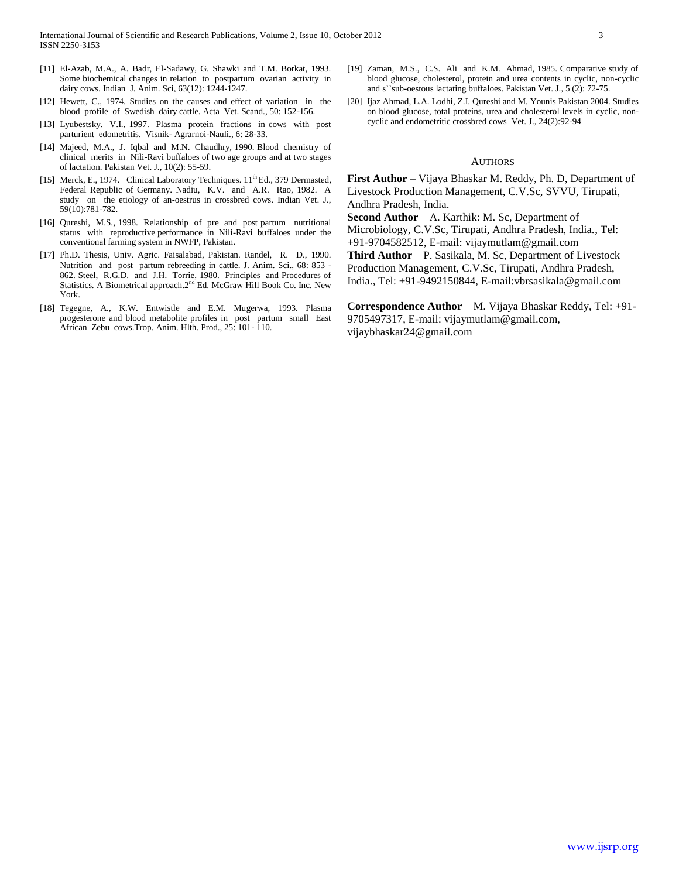[11] El-Azab, M.A., A. Badr, El-Sadawy, G. Shawki and T.M. Borkat, 1993. Some biochemical changes in relation to postpartum ovarian activity in dairy cows. Indian J. Anim. Sci, 63(12): 1244-1247.

[12] Hewett, C., 1974. Studies on the causes and effect of variation in the blood profile of Swedish dairy cattle. Acta Vet. Scand., 50: 152-156.

[13] Lyubestsky. V.I., 1997. Plasma protein fractions in cows with post parturient edometritis. Visnik- Agrarnoi-Nauli., 6: 28-33.

[14] Majeed, M.A., J. Iqbal and M.N. Chaudhry, 1990. Blood chemistry of clinical merits in Nili-Ravi buffaloes of two age groups and at two stages of lactation. Pakistan Vet. J., 10(2): 55-59.

[15] Merck, E., 1974. Clinical Laboratory Techniques. 11th Ed., 379 Dermasted, Federal Republic of Germany. Nadiu, K.V. and A.R. Rao, 1982. A study on the etiology of an-oestrus in crossbred cows. Indian Vet. J., 59(10):781-782.

[16] Qureshi, M.S., 1998. Relationship of pre and post partum nutritional status with reproductive performance in Nili-Ravi buffaloes under the conventional farming system in NWFP, Pakistan.

[17] Ph.D. Thesis, Univ. Agric. Faisalabad, Pakistan. Randel, R. D., 1990. Nutrition and post partum rebreeding in cattle. J. Anim. Sci., 68: 853 - 862. Steel, R.G.D. and J.H. Torrie, 1980. Principles and Procedures of Statistics. A Biometrical approach.2nd Ed. McGraw Hill Book Co. Inc. New York.

[18] Tegegne, A., K.W. Entwistle and E.M. Mugerwa, 1993. Plasma progesterone and blood metabolite profiles in post partum small East African Zebu cows.Trop. Anim. Hlth. Prod., 25: 101- 110.

[19] Zaman, M.S., C.S. Ali and K.M. Ahmad, 1985. Comparative study of blood glucose, cholesterol, protein and urea contents in cyclic, non-cyclic and s``sub-oestous lactating buffaloes. Pakistan Vet. J., 5 (2): 72-75.

[20] Ijaz Ahmad, L.A. Lodhi, Z.I. Qureshi and M. Younis Pakistan 2004. Studies on blood glucose, total proteins, urea and cholesterol levels in cyclic, non-cyclic and endometritic crossbred cows Vet. J., 24(2):92-94

## AUTHORS

**First Author** – Vijaya Bhaskar M. Reddy, Ph. D, Department of Livestock Production Management, C.V.Sc, SVVU, Tirupati, Andhra Pradesh, India.

**Second Author** – A. Karthik: M. Sc, Department of Microbiology, C.V.Sc, Tirupati, Andhra Pradesh, India., Tel: +91-9704582512, E-mail: vijaymutlam@gmail.com

**Third Author** – P. Sasikala, M. Sc, Department of Livestock Production Management, C.V.Sc, Tirupati, Andhra Pradesh, India., Tel: +91-9492150844, E-mail:vbrsasikala@gmail.com

**Correspondence Author** – M. Vijaya Bhaskar Reddy, Tel: +91-9705497317, E-mail: vijaymutlam@gmail.com, vijaybhaskar24@gmail.com